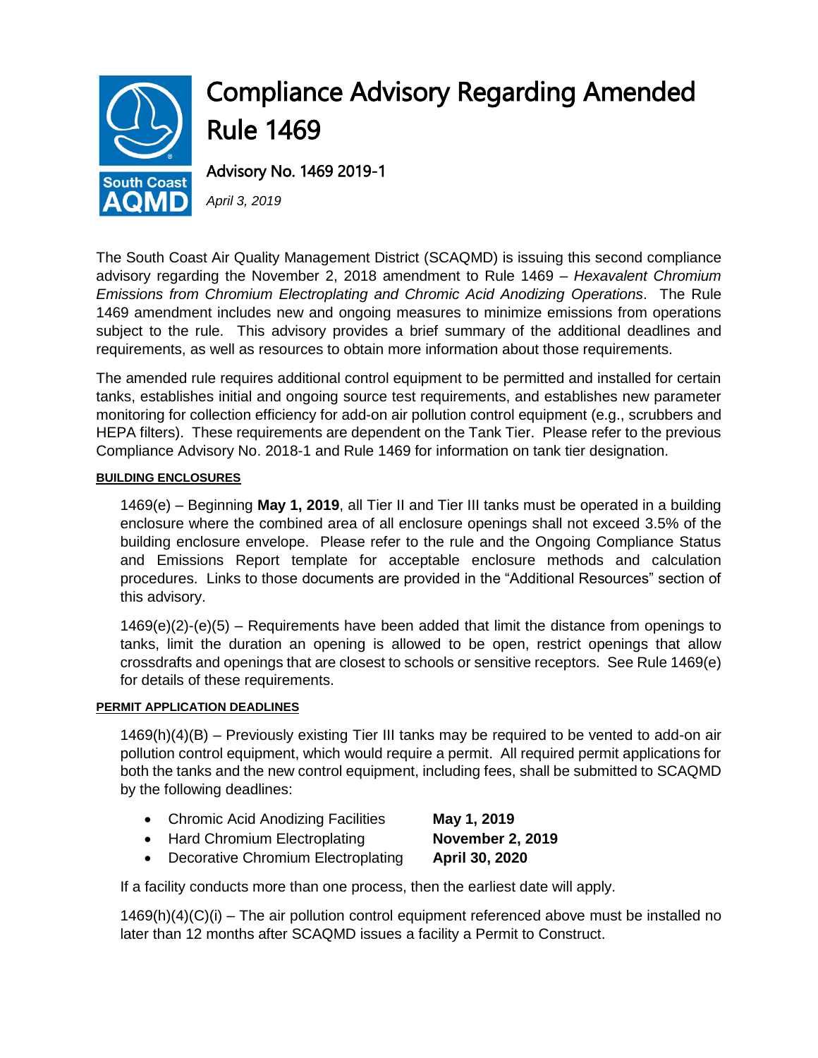# Compliance Advisory Regarding Amended Rule 1469

## Advisory No. 1469 2019-1

*April 3, 2019*

The South Coast Air Quality Management District (SCAQMD) is issuing this second compliance advisory regarding the November 2, 2018 amendment to Rule 1469 – *Hexavalent Chromium Emissions from Chromium Electroplating and Chromic Acid Anodizing Operations*. The Rule 1469 amendment includes new and ongoing measures to minimize emissions from operations subject to the rule. This advisory provides a brief summary of the additional deadlines and requirements, as well as resources to obtain more information about those requirements.

The amended rule requires additional control equipment to be permitted and installed for certain tanks, establishes initial and ongoing source test requirements, and establishes new parameter monitoring for collection efficiency for add-on air pollution control equipment (e.g., scrubbers and HEPA filters). These requirements are dependent on the Tank Tier. Please refer to the previous Compliance Advisory No. 2018-1 and Rule 1469 for information on tank tier designation.

### BUILDING ENCLOSURES

1469(e) – Beginning **May 1, 2019**, all Tier II and Tier III tanks must be operated in a building enclosure where the combined area of all enclosure openings shall not exceed 3.5% of the building enclosure envelope. Please refer to the rule and the Ongoing Compliance Status and Emissions Report template for acceptable enclosure methods and calculation procedures. Links to those documents are provided in the "Additional Resources" section of this advisory.

1469(e)(2)-(e)(5) – Requirements have been added that limit the distance from openings to tanks, limit the duration an opening is allowed to be open, restrict openings that allow crossdrafts and openings that are closest to schools or sensitive receptors. See Rule 1469(e) for details of these requirements.

### PERMIT APPLICATION DEADLINES

1469(h)(4)(B) – Previously existing Tier III tanks may be required to be vented to add-on air pollution control equipment, which would require a permit. All required permit applications for both the tanks and the new control equipment, including fees, shall be submitted to SCAQMD by the following deadlines:

- Chromic Acid Anodizing Facilities **May 1, 2019**
- Hard Chromium Electroplating **November 2, 2019**
- Decorative Chromium Electroplating **April 30, 2020**

If a facility conducts more than one process, then the earliest date will apply.

1469(h)(4)(C)(i) – The air pollution control equipment referenced above must be installed no later than 12 months after SCAQMD issues a facility a Permit to Construct.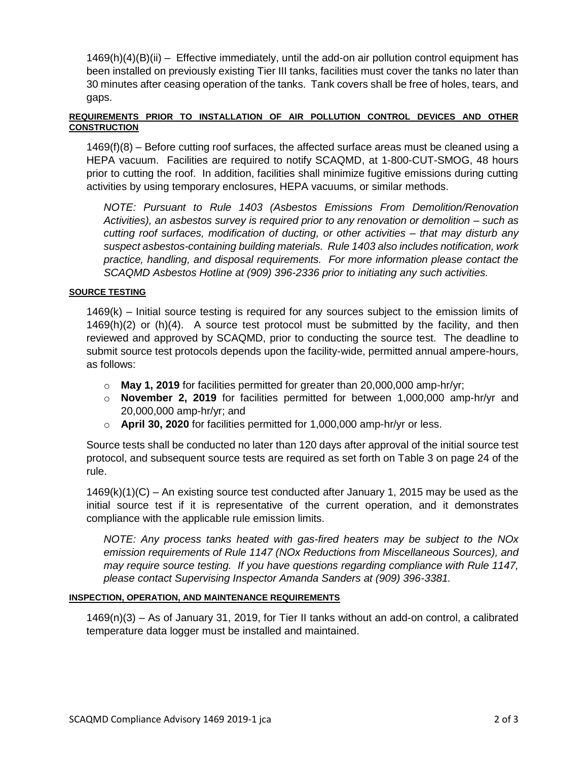1469(h)(4)(B)(ii) – Effective immediately, until the add-on air pollution control equipment has been installed on previously existing Tier III tanks, facilities must cover the tanks no later than 30 minutes after ceasing operation of the tanks. Tank covers shall be free of holes, tears, and gaps.

#### REQUIREMENTS PRIOR TO INSTALLATION OF AIR POLLUTION CONTROL DEVICES AND OTHER CONSTRUCTION

1469(f)(8) – Before cutting roof surfaces, the affected surface areas must be cleaned using a HEPA vacuum. Facilities are required to notify SCAQMD, at 1-800-CUT-SMOG, 48 hours prior to cutting the roof. In addition, facilities shall minimize fugitive emissions during cutting activities by using temporary enclosures, HEPA vacuums, or similar methods.

*NOTE: Pursuant to Rule 1403 (Asbestos Emissions From Demolition/Renovation Activities), an asbestos survey is required prior to any renovation or demolition – such as cutting roof surfaces, modification of ducting, or other activities – that may disturb any suspect asbestos-containing building materials. Rule 1403 also includes notification, work practice, handling, and disposal requirements. For more information please contact the SCAQMD Asbestos Hotline at (909) 396-2336 prior to initiating any such activities.*

#### SOURCE TESTING

1469(k) – Initial source testing is required for any sources subject to the emission limits of 1469(h)(2) or (h)(4). A source test protocol must be submitted by the facility, and then reviewed and approved by SCAQMD, prior to conducting the source test. The deadline to submit source test protocols depends upon the facility-wide, permitted annual ampere-hours, as follows:

- **May 1, 2019** for facilities permitted for greater than 20,000,000 amp-hr/yr;
- **November 2, 2019** for facilities permitted for between 1,000,000 amp-hr/yr and 20,000,000 amp-hr/yr; and
- **April 30, 2020** for facilities permitted for 1,000,000 amp-hr/yr or less.

Source tests shall be conducted no later than 120 days after approval of the initial source test protocol, and subsequent source tests are required as set forth on Table 3 on page 24 of the rule.

1469(k)(1)(C) – An existing source test conducted after January 1, 2015 may be used as the initial source test if it is representative of the current operation, and it demonstrates compliance with the applicable rule emission limits.

*NOTE: Any process tanks heated with gas-fired heaters may be subject to the NOx emission requirements of Rule 1147 (NOx Reductions from Miscellaneous Sources), and may require source testing. If you have questions regarding compliance with Rule 1147, please contact Supervising Inspector Amanda Sanders at (909) 396-3381.*

#### INSPECTION, OPERATION, AND MAINTENANCE REQUIREMENTS

1469(n)(3) – As of January 31, 2019, for Tier II tanks without an add-on control, a calibrated temperature data logger must be installed and maintained.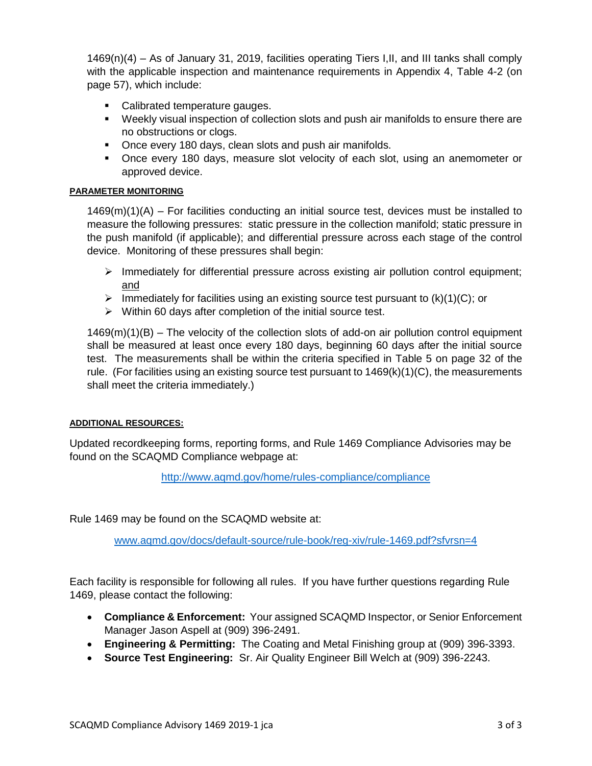1469(n)(4) – As of January 31, 2019, facilities operating Tiers I,II, and III tanks shall comply with the applicable inspection and maintenance requirements in Appendix 4, Table 4-2 (on page 57), which include:

- Calibrated temperature gauges.
- Weekly visual inspection of collection slots and push air manifolds to ensure there are no obstructions or clogs.
- Once every 180 days, clean slots and push air manifolds.
- Once every 180 days, measure slot velocity of each slot, using an anemometer or approved device.

**PARAMETER MONITORING**

1469(m)(1)(A) – For facilities conducting an initial source test, devices must be installed to measure the following pressures: static pressure in the collection manifold; static pressure in the push manifold (if applicable); and differential pressure across each stage of the control device. Monitoring of these pressures shall begin:

- Immediately for differential pressure across existing air pollution control equipment; and
- Immediately for facilities using an existing source test pursuant to (k)(1)(C); or
- Within 60 days after completion of the initial source test.

1469(m)(1)(B) – The velocity of the collection slots of add-on air pollution control equipment shall be measured at least once every 180 days, beginning 60 days after the initial source test. The measurements shall be within the criteria specified in Table 5 on page 32 of the rule. (For facilities using an existing source test pursuant to 1469(k)(1)(C), the measurements shall meet the criteria immediately.)

**ADDITIONAL RESOURCES:**

Updated recordkeeping forms, reporting forms, and Rule 1469 Compliance Advisories may be found on the SCAQMD Compliance webpage at:

http://www.aqmd.gov/home/rules-compliance/compliance

Rule 1469 may be found on the SCAQMD website at:

www.aqmd.gov/docs/default-source/rule-book/reg-xiv/rule-1469.pdf?sfvrsn=4

Each facility is responsible for following all rules. If you have further questions regarding Rule 1469, please contact the following:

- **Compliance & Enforcement:** Your assigned SCAQMD Inspector, or Senior Enforcement Manager Jason Aspell at (909) 396-2491.
- **Engineering & Permitting:** The Coating and Metal Finishing group at (909) 396-3393.
- **Source Test Engineering:** Sr. Air Quality Engineer Bill Welch at (909) 396-2243.